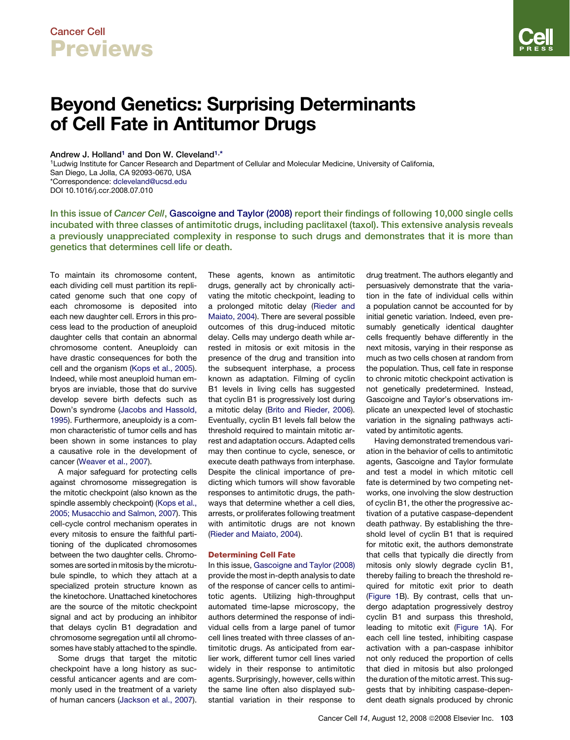# Beyond Genetics: Surprising Determinants of Cell Fate in Antitumor Drugs

Andrew J. Holland[1] and Don W. Cleveland[1,*]

[1]Ludwig Institute for Cancer Research and Department of Cellular and Molecular Medicine, University of California, San Diego, La Jolla, CA 92093-0670, USA

*Correspondence: dcleveland@ucsd.edu

DOI 10.1016/j.ccr.2008.07.010

**In this issue of *Cancer Cell*, Gascoigne and Taylor (2008) report their findings of following 10,000 single cells incubated with three classes of antimitotic drugs, including paclitaxel (taxol). This extensive analysis reveals a previously unappreciated complexity in response to such drugs and demonstrates that it is more than genetics that determines cell life or death.**

To maintain its chromosome content, each dividing cell must partition its replicated genome such that one copy of each chromosome is deposited into each new daughter cell. Errors in this process lead to the production of aneuploid daughter cells that contain an abnormal chromosome content. Aneuploidy can have drastic consequences for both the cell and the organism (Kops et al., 2005). Indeed, while most aneuploid human embryos are inviable, those that do survive develop severe birth defects such as Down's syndrome (Jacobs and Hassold, 1995). Furthermore, aneuploidy is a common characteristic of tumor cells and has been shown in some instances to play a causative role in the development of cancer (Weaver et al., 2007).

A major safeguard for protecting cells against chromosome missegregation is the mitotic checkpoint (also known as the spindle assembly checkpoint) (Kops et al., 2005; Musacchio and Salmon, 2007). This cell-cycle control mechanism operates in every mitosis to ensure the faithful partitioning of the duplicated chromosomes between the two daughter cells. Chromosomes are sorted in mitosis by the microtubule spindle, to which they attach at a specialized protein structure known as the kinetochore. Unattached kinetochores are the source of the mitotic checkpoint signal and act by producing an inhibitor that delays cyclin B1 degradation and chromosome segregation until all chromosomes have stably attached to the spindle.

Some drugs that target the mitotic checkpoint have a long history as successful anticancer agents and are commonly used in the treatment of a variety of human cancers (Jackson et al., 2007). These agents, known as antimitotic drugs, generally act by chronically activating the mitotic checkpoint, leading to a prolonged mitotic delay (Rieder and Maiato, 2004). There are several possible outcomes of this drug-induced mitotic delay. Cells may undergo death while arrested in mitosis or exit mitosis in the presence of the drug and transition into the subsequent interphase, a process known as adaptation. Filming of cyclin B1 levels in living cells has suggested that cyclin B1 is progressively lost during a mitotic delay (Brito and Rieder, 2006). Eventually, cyclin B1 levels fall below the threshold required to maintain mitotic arrest and adaptation occurs. Adapted cells may then continue to cycle, senesce, or execute death pathways from interphase. Despite the clinical importance of predicting which tumors will show favorable responses to antimitotic drugs, the pathways that determine whether a cell dies, arrests, or proliferates following treatment with antimitotic drugs are not known (Rieder and Maiato, 2004).

## Determining Cell Fate

In this issue, Gascoigne and Taylor (2008) provide the most in-depth analysis to date of the response of cancer cells to antimitotic agents. Utilizing high-throughput automated time-lapse microscopy, the authors determined the response of individual cells from a large panel of tumor cell lines treated with three classes of antimitotic drugs. As anticipated from earlier work, different tumor cell lines varied widely in their response to antimitotic agents. Surprisingly, however, cells within the same line often also displayed substantial variation in their response to drug treatment. The authors elegantly and persuasively demonstrate that the variation in the fate of individual cells within a population cannot be accounted for by initial genetic variation. Indeed, even presumably genetically identical daughter cells frequently behave differently in the next mitosis, varying in their response as much as two cells chosen at random from the population. Thus, cell fate in response to chronic mitotic checkpoint activation is not genetically predetermined. Instead, Gascoigne and Taylor's observations implicate an unexpected level of stochastic variation in the signaling pathways activated by antimitotic agents.

Having demonstrated tremendous variation in the behavior of cells to antimitotic agents, Gascoigne and Taylor formulate and test a model in which mitotic cell fate is determined by two competing networks, one involving the slow destruction of cyclin B1, the other the progressive activation of a putative caspase-dependent death pathway. By establishing the threshold level of cyclin B1 that is required for mitotic exit, the authors demonstrate that cells that typically die directly from mitosis only slowly degrade cyclin B1, thereby failing to breach the threshold required for mitotic exit prior to death (Figure 1B). By contrast, cells that undergo adaptation progressively destroy cyclin B1 and surpass this threshold, leading to mitotic exit (Figure 1A). For each cell line tested, inhibiting caspase activation with a pan-caspase inhibitor not only reduced the proportion of cells that died in mitosis but also prolonged the duration of the mitotic arrest. This suggests that by inhibiting caspase-dependent death signals produced by chronic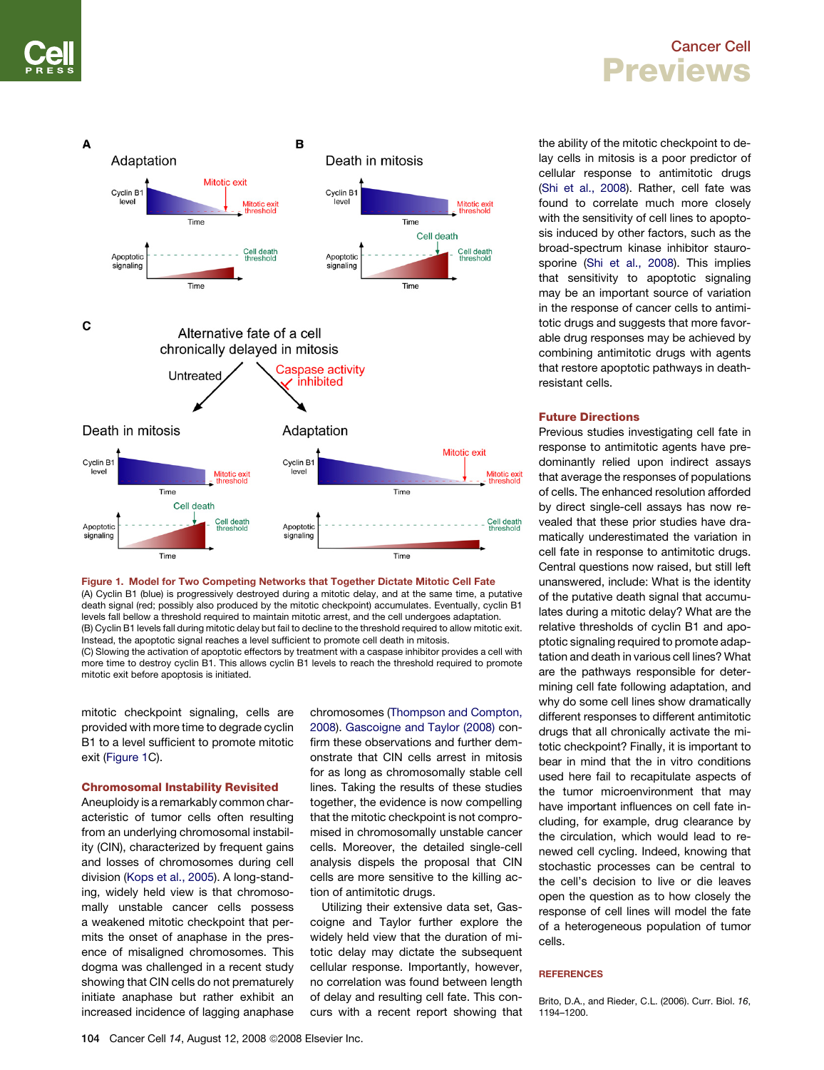A

Adaptation

Cyclin B1 level

Mitotic exit

Mitotic exit threshold

Time

Apoptotic signaling

Cell death threshold

Time

B

Death in mitosis

Cyclin B1 level

Mitotic exit threshold

Time

Cell death

Apoptotic signaling

Cell death threshold

Time

C

Alternative fate of a cell chronically delayed in mitosis

Untreated

Caspase activity inhibited

Death in mitosis

Cyclin B1 level

Mitotic exit threshold

Time

Cell death

Apoptotic signaling

Cell death threshold

Time

Adaptation

Cyclin B1 level

Mitotic exit

Mitotic exit threshold

Time

Apoptotic signaling

Cell death threshold

Time

**Figure 1. Model for Two Competing Networks that Together Dictate Mitotic Cell Fate**

(A) Cyclin B1 (blue) is progressively destroyed during a mitotic delay, and at the same time, a putative death signal (red; possibly also produced by the mitotic checkpoint) accumulates. Eventually, cyclin B1 levels fall bellow a threshold required to maintain mitotic arrest, and the cell undergoes adaptation.

(B) Cyclin B1 levels fall during mitotic delay but fail to decline to the threshold required to allow mitotic exit. Instead, the apoptotic signal reaches a level sufficient to promote cell death in mitosis.

(C) Slowing the activation of apoptotic effectors by treatment with a caspase inhibitor provides a cell with more time to destroy cyclin B1. This allows cyclin B1 levels to reach the threshold required to promote mitotic exit before apoptosis is initiated.

mitotic checkpoint signaling, cells are provided with more time to degrade cyclin B1 to a level sufficient to promote mitotic exit (Figure 1C).

## Chromosomal Instability Revisited

Aneuploidy is a remarkably common characteristic of tumor cells often resulting from an underlying chromosomal instability (CIN), characterized by frequent gains and losses of chromosomes during cell division (Kops et al., 2005). A long-standing, widely held view is that chromosomally unstable cancer cells possess a weakened mitotic checkpoint that permits the onset of anaphase in the presence of misaligned chromosomes. This dogma was challenged in a recent study showing that CIN cells do not prematurely initiate anaphase but rather exhibit an increased incidence of lagging anaphase chromosomes (Thompson and Compton, 2008). Gascoigne and Taylor (2008) confirm these observations and further demonstrate that CIN cells arrest in mitosis for as long as chromosomally stable cell lines. Taking the results of these studies together, the evidence is now compelling that the mitotic checkpoint is not compromised in chromosomally unstable cancer cells. Moreover, the detailed single-cell analysis dispels the proposal that CIN cells are more sensitive to the killing action of antimitotic drugs.

Utilizing their extensive data set, Gascoigne and Taylor further explore the widely held view that the duration of mitotic delay may dictate the subsequent cellular response. Importantly, however, no correlation was found between length of delay and resulting cell fate. This concurs with a recent report showing that the ability of the mitotic checkpoint to delay cells in mitosis is a poor predictor of cellular response to antimitotic drugs (Shi et al., 2008). Rather, cell fate was found to correlate much more closely with the sensitivity of cell lines to apoptosis induced by other factors, such as the broad-spectrum kinase inhibitor staurosporine (Shi et al., 2008). This implies that sensitivity to apoptotic signaling may be an important source of variation in the response of cancer cells to antimitotic drugs and suggests that more favorable drug responses may be achieved by combining antimitotic drugs with agents that restore apoptotic pathways in death-resistant cells.

## Future Directions

Previous studies investigating cell fate in response to antimitotic agents have predominantly relied upon indirect assays that average the responses of populations of cells. The enhanced resolution afforded by direct single-cell assays has now revealed that these prior studies have dramatically underestimated the variation in cell fate in response to antimitotic drugs. Central questions now raised, but still left unanswered, include: What is the identity of the putative death signal that accumulates during a mitotic delay? What are the relative thresholds of cyclin B1 and apoptotic signaling required to promote adaptation and death in various cell lines? What are the pathways responsible for determining cell fate following adaptation, and why do some cell lines show dramatically different responses to different antimitotic drugs that all chronically activate the mitotic checkpoint? Finally, it is important to bear in mind that the in vitro conditions used here fail to recapitulate aspects of the tumor microenvironment that may have important influences on cell fate including, for example, drug clearance by the circulation, which would lead to renewed cell cycling. Indeed, knowing that stochastic processes can be central to the cell's decision to live or die leaves open the question as to how closely the response of cell lines will model the fate of a heterogeneous population of tumor cells.

## REFERENCES

Brito, D.A., and Rieder, C.L. (2006). Curr. Biol. *16*, 1194–1200.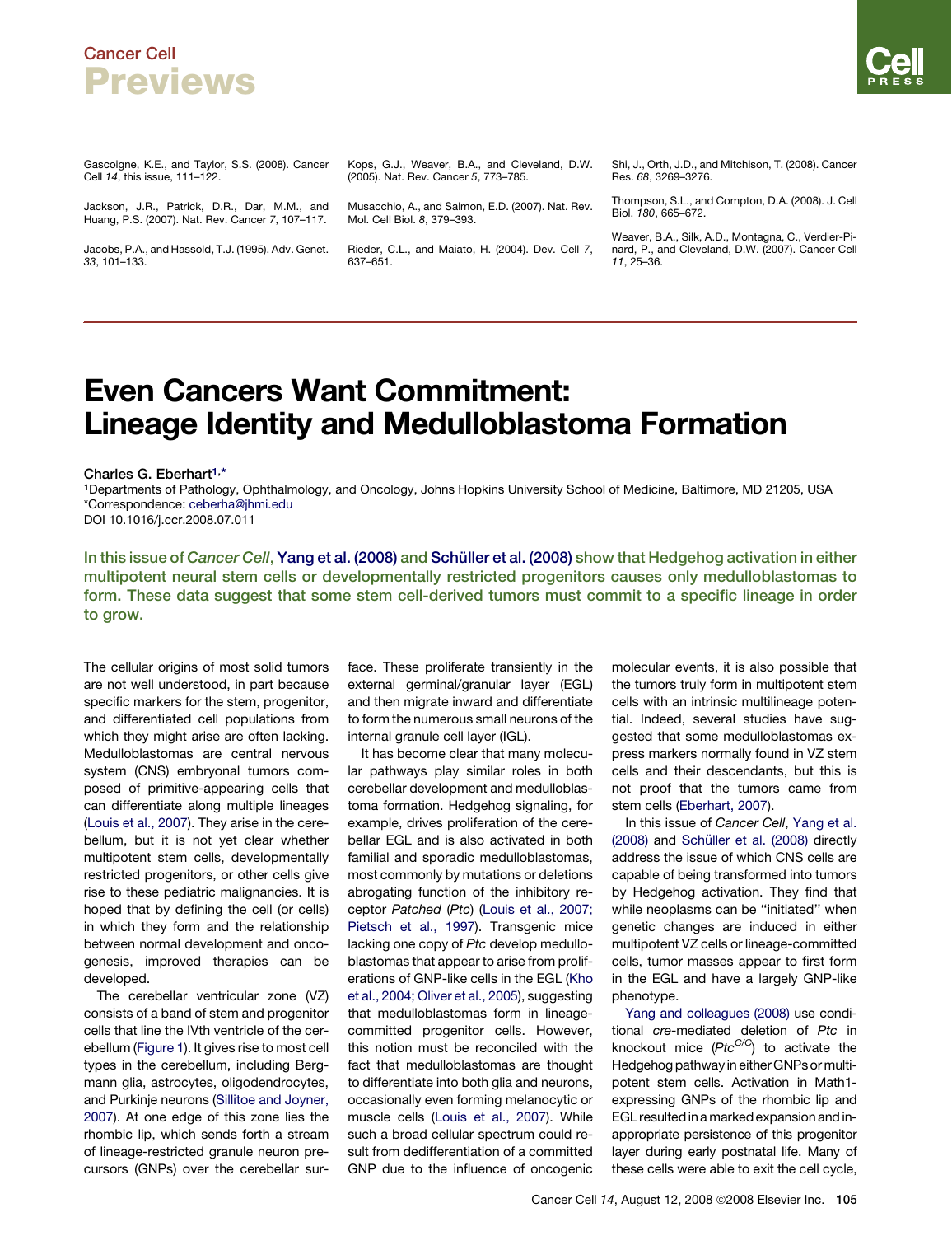Gascoigne, K.E., and Taylor, S.S. (2008). Cancer Cell *14*, this issue, 111–122.

Jackson, J.R., Patrick, D.R., Dar, M.M., and Huang, P.S. (2007). Nat. Rev. Cancer *7*, 107–117.

Jacobs, P.A., and Hassold, T.J. (1995). Adv. Genet. *33*, 101–133.

Kops, G.J., Weaver, B.A., and Cleveland, D.W. (2005). Nat. Rev. Cancer *5*, 773–785.

Musacchio, A., and Salmon, E.D. (2007). Nat. Rev. Mol. Cell Biol. *8*, 379–393.

Rieder, C.L., and Maiato, H. (2004). Dev. Cell *7*, 637–651.

Shi, J., Orth, J.D., and Mitchison, T. (2008). Cancer Res. *68*, 3269–3276.

Thompson, S.L., and Compton, D.A. (2008). J. Cell Biol. *180*, 665–672.

Weaver, B.A., Silk, A.D., Montagna, C., Verdier-Pinard, P., and Cleveland, D.W. (2007). Cancer Cell *11*, 25–36.

# Even Cancers Want Commitment: Lineage Identity and Medulloblastoma Formation

**Charles G. Eberhart**[1,*]

[1]Departments of Pathology, Ophthalmology, and Oncology, Johns Hopkins University School of Medicine, Baltimore, MD 21205, USA
*Correspondence: ceberha@jhmi.edu
DOI 10.1016/j.ccr.2008.07.011

**In this issue of *Cancer Cell*, Yang et al. (2008) and Schüller et al. (2008) show that Hedgehog activation in either multipotent neural stem cells or developmentally restricted progenitors causes only medulloblastomas to form. These data suggest that some stem cell-derived tumors must commit to a specific lineage in order to grow.**

The cellular origins of most solid tumors are not well understood, in part because specific markers for the stem, progenitor, and differentiated cell populations from which they might arise are often lacking. Medulloblastomas are central nervous system (CNS) embryonal tumors composed of primitive-appearing cells that can differentiate along multiple lineages (Louis et al., 2007). They arise in the cerebellum, but it is not yet clear whether multipotent stem cells, developmentally restricted progenitors, or other cells give rise to these pediatric malignancies. It is hoped that by defining the cell (or cells) in which they form and the relationship between normal development and oncogenesis, improved therapies can be developed.

The cerebellar ventricular zone (VZ) consists of a band of stem and progenitor cells that line the IVth ventricle of the cerebellum (Figure 1). It gives rise to most cell types in the cerebellum, including Bergmann glia, astrocytes, oligodendrocytes, and Purkinje neurons (Sillitoe and Joyner, 2007). At one edge of this zone lies the rhombic lip, which sends forth a stream of lineage-restricted granule neuron precursors (GNPs) over the cerebellar surface. These proliferate transiently in the external germinal/granular layer (EGL) and then migrate inward and differentiate to form the numerous small neurons of the internal granule cell layer (IGL).

It has become clear that many molecular pathways play similar roles in both cerebellar development and medulloblastoma formation. Hedgehog signaling, for example, drives proliferation of the cerebellar EGL and is also activated in both familial and sporadic medulloblastomas, most commonly by mutations or deletions abrogating function of the inhibitory receptor *Patched* (*Ptc*) (Louis et al., 2007; Pietsch et al., 1997). Transgenic mice lacking one copy of *Ptc* develop medulloblastomas that appear to arise from proliferations of GNP-like cells in the EGL (Kho et al., 2004; Oliver et al., 2005), suggesting that medulloblastomas form in lineage-committed progenitor cells. However, this notion must be reconciled with the fact that medulloblastomas are thought to differentiate into both glia and neurons, occasionally even forming melanocytic or muscle cells (Louis et al., 2007). While such a broad cellular spectrum could result from dedifferentiation of a committed GNP due to the influence of oncogenic molecular events, it is also possible that the tumors truly form in multipotent stem cells with an intrinsic multilineage potential. Indeed, several studies have suggested that some medulloblastomas express markers normally found in VZ stem cells and their descendants, but this is not proof that the tumors came from stem cells (Eberhart, 2007).

In this issue of *Cancer Cell*, Yang et al. (2008) and Schüller et al. (2008) directly address the issue of which CNS cells are capable of being transformed into tumors by Hedgehog activation. They find that while neoplasms can be "initiated" when genetic changes are induced in either multipotent VZ cells or lineage-committed cells, tumor masses appear to first form in the EGL and have a largely GNP-like phenotype.

Yang and colleagues (2008) use conditional *cre*-mediated deletion of *Ptc* in knockout mice ($Ptc^{C/C}$) to activate the Hedgehog pathway in either GNPs or multipotent stem cells. Activation in Math1-expressing GNPs of the rhombic lip and EGL resulted in a marked expansion and inappropriate persistence of this progenitor layer during early postnatal life. Many of these cells were able to exit the cell cycle,